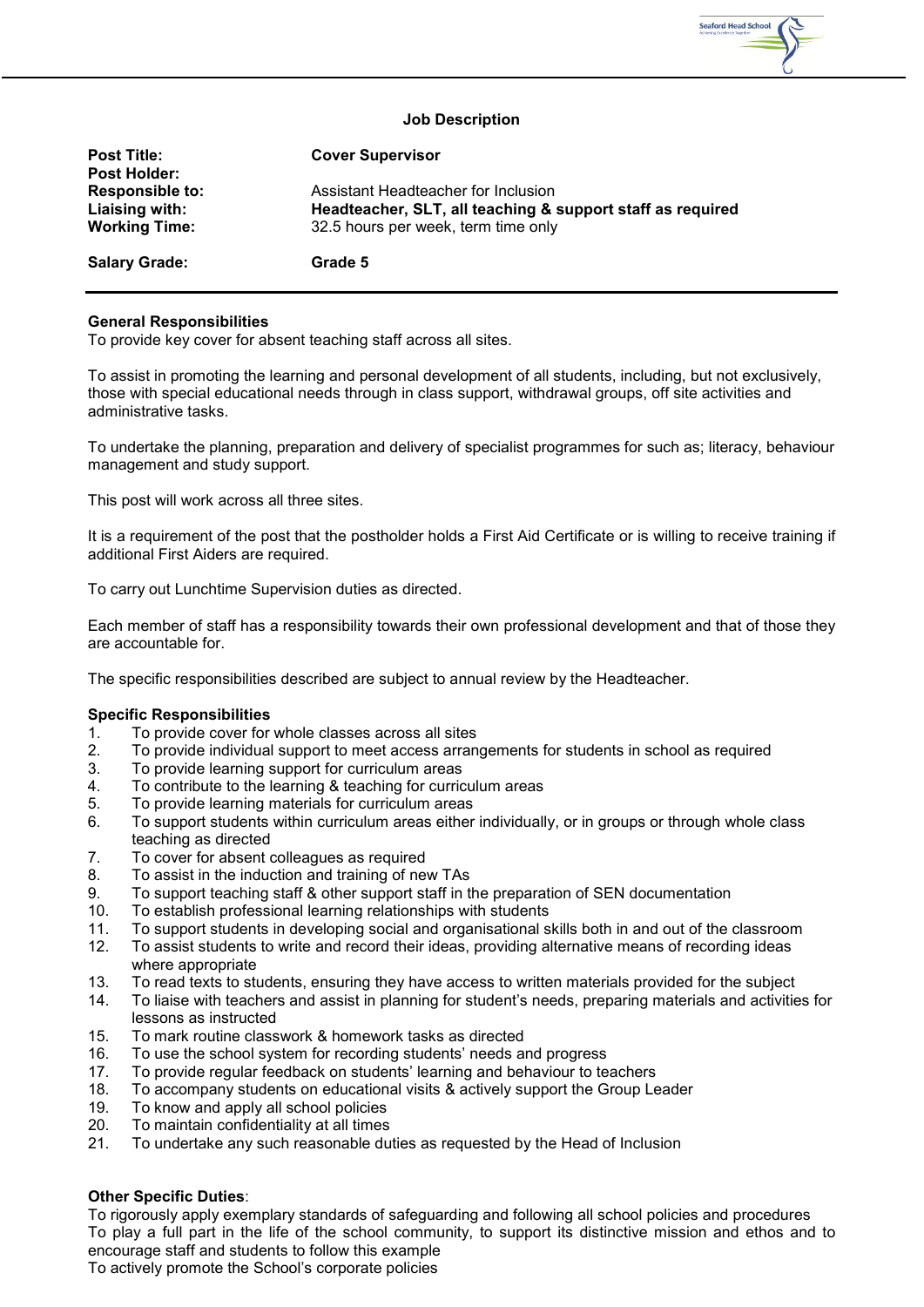## Job Description

| | |
|---|---|
| **Post Title:** | **Cover Supervisor** |
| **Post Holder:** | |
| **Responsible to:** | Assistant Headteacher for Inclusion |
| **Liaising with:** | **Headteacher, SLT, all teaching & support staff as required** |
| **Working Time:** | 32.5 hours per week, term time only |
| **Salary Grade:** | **Grade 5** |

**General Responsibilities**

To provide key cover for absent teaching staff across all sites.

To assist in promoting the learning and personal development of all students, including, but not exclusively, those with special educational needs through in class support, withdrawal groups, off site activities and administrative tasks.

To undertake the planning, preparation and delivery of specialist programmes for such as; literacy, behaviour management and study support.

This post will work across all three sites.

It is a requirement of the post that the postholder holds a First Aid Certificate or is willing to receive training if additional First Aiders are required.

To carry out Lunchtime Supervision duties as directed.

Each member of staff has a responsibility towards their own professional development and that of those they are accountable for.

The specific responsibilities described are subject to annual review by the Headteacher.

**Specific Responsibilities**

1. To provide cover for whole classes across all sites
2. To provide individual support to meet access arrangements for students in school as required
3. To provide learning support for curriculum areas
4. To contribute to the learning & teaching for curriculum areas
5. To provide learning materials for curriculum areas
6. To support students within curriculum areas either individually, or in groups or through whole class teaching as directed
7. To cover for absent colleagues as required
8. To assist in the induction and training of new TAs
9. To support teaching staff & other support staff in the preparation of SEN documentation
10. To establish professional learning relationships with students
11. To support students in developing social and organisational skills both in and out of the classroom
12. To assist students to write and record their ideas, providing alternative means of recording ideas where appropriate
13. To read texts to students, ensuring they have access to written materials provided for the subject
14. To liaise with teachers and assist in planning for student's needs, preparing materials and activities for lessons as instructed
15. To mark routine classwork & homework tasks as directed
16. To use the school system for recording students' needs and progress
17. To provide regular feedback on students' learning and behaviour to teachers
18. To accompany students on educational visits & actively support the Group Leader
19. To know and apply all school policies
20. To maintain confidentiality at all times
21. To undertake any such reasonable duties as requested by the Head of Inclusion

**Other Specific Duties**:

To rigorously apply exemplary standards of safeguarding and following all school policies and procedures
To play a full part in the life of the school community, to support its distinctive mission and ethos and to encourage staff and students to follow this example
To actively promote the School's corporate policies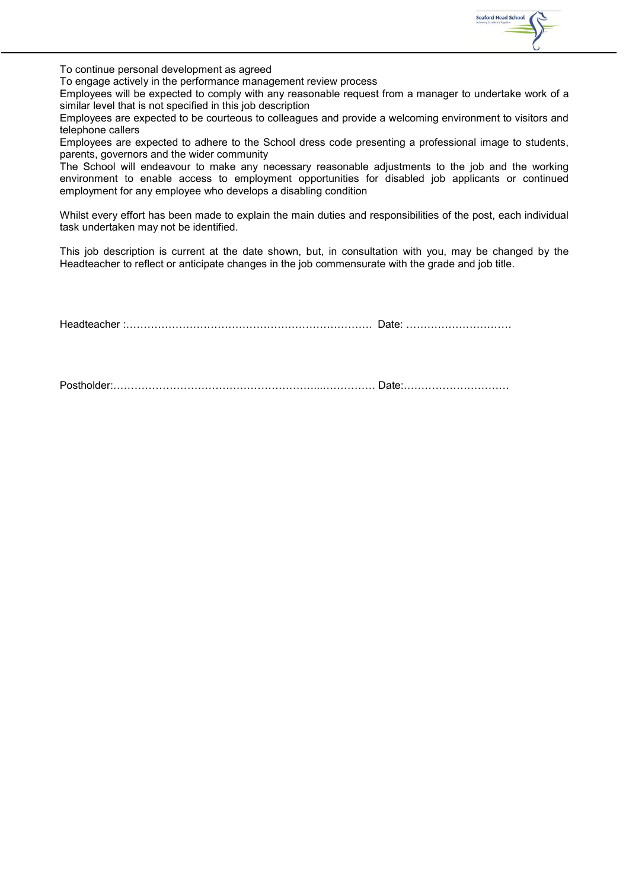To continue personal development as agreed
To engage actively in the performance management review process
Employees will be expected to comply with any reasonable request from a manager to undertake work of a similar level that is not specified in this job description
Employees are expected to be courteous to colleagues and provide a welcoming environment to visitors and telephone callers
Employees are expected to adhere to the School dress code presenting a professional image to students, parents, governors and the wider community
The School will endeavour to make any necessary reasonable adjustments to the job and the working environment to enable access to employment opportunities for disabled job applicants or continued employment for any employee who develops a disabling condition

Whilst every effort has been made to explain the main duties and responsibilities of the post, each individual task undertaken may not be identified.

This job description is current at the date shown, but, in consultation with you, may be changed by the Headteacher to reflect or anticipate changes in the job commensurate with the grade and job title.

Headteacher :……………………………………………………………. Date: ………………………..

Postholder:…………………………………………………...……………. Date:………………………..